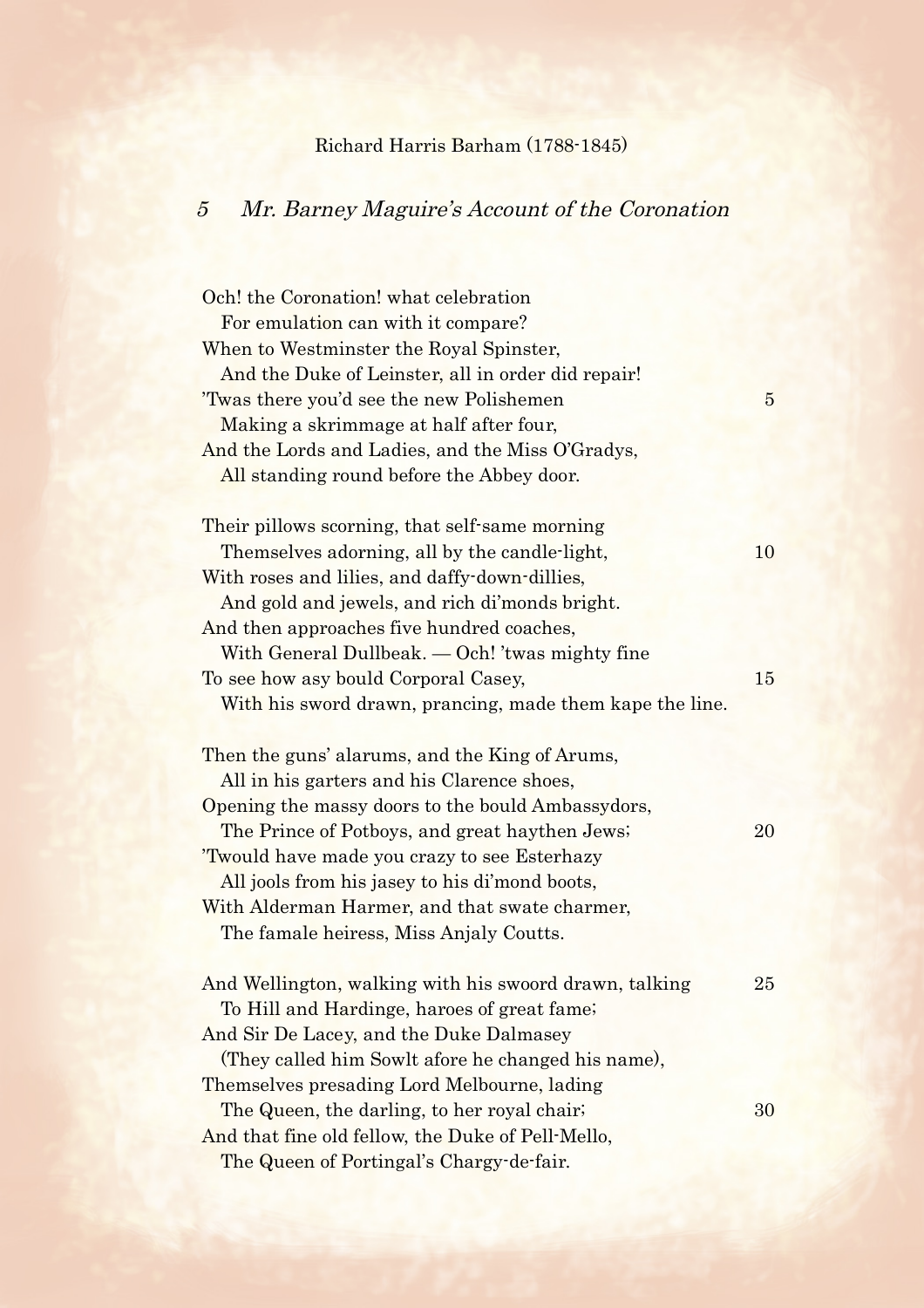Richard Harris Barham (1788-1845)

## 5 *Mr. Barney Maguire's Account of the Coronation*

Och! the Coronation! what celebration  
  For emulation can with it compare?  
When to Westminster the Royal Spinster,  
  And the Duke of Leinster, all in order did repair!  
'Twas there you'd see the new Polishemen                    5  
  Making a skrimmage at half after four,  
And the Lords and Ladies, and the Miss O'Gradys,  
  All standing round before the Abbey door.

Their pillows scorning, that self-same morning  
  Themselves adorning, all by the candle-light,                10  
With roses and lilies, and daffy-down-dillies,  
  And gold and jewels, and rich di'monds bright.  
And then approaches five hundred coaches,  
  With General Dullbeak. — Och! 'twas mighty fine  
To see how asy bould Corporal Casey,                    15  
  With his sword drawn, prancing, made them kape the line.

Then the guns' alarums, and the King of Arums,  
  All in his garters and his Clarence shoes,  
Opening the massy doors to the bould Ambassydors,  
  The Prince of Potboys, and great haythen Jews;                20  
'Twould have made you crazy to see Esterhazy  
  All jools from his jasey to his di'mond boots,  
With Alderman Harmer, and that swate charmer,  
  The famale heiress, Miss Anjaly Coutts.

And Wellington, walking with his swoord drawn, talking          25  
  To Hill and Hardinge, haroes of great fame;  
And Sir De Lacey, and the Duke Dalmasey  
  (They called him Sowlt afore he changed his name),  
Themselves presading Lord Melbourne, lading  
  The Queen, the darling, to her royal chair;                30  
And that fine old fellow, the Duke of Pell-Mello,  
  The Queen of Portingal's Chargy-de-fair.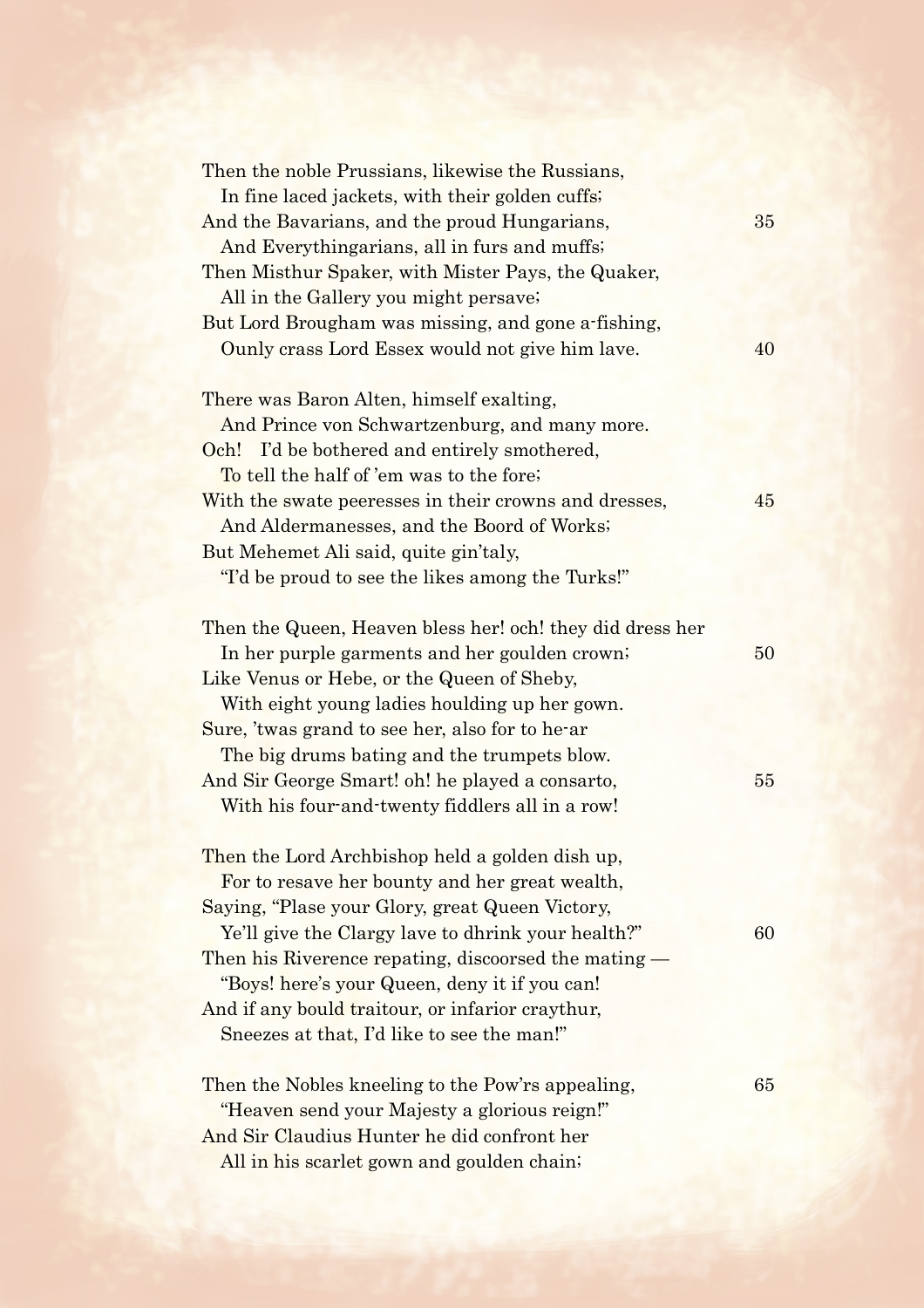Then the noble Prussians, likewise the Russians,
  In fine laced jackets, with their golden cuffs;
And the Bavarians, and the proud Hungarians,
  And Everythingarians, all in furs and muffs;
Then Misthur Spaker, with Mister Pays, the Quaker,
  All in the Gallery you might persave;
But Lord Brougham was missing, and gone a-fishing,
  Ounly crass Lord Essex would not give him lave.

There was Baron Alten, himself exalting,
  And Prince von Schwartzenburg, and many more.
Och!  I'd be bothered and entirely smothered,
  To tell the half of 'em was to the fore;
With the swate peeresses in their crowns and dresses,
  And Aldermanesses, and the Boord of Works;
But Mehemet Ali said, quite gin'taly,
  "I'd be proud to see the likes among the Turks!"

Then the Queen, Heaven bless her! och! they did dress her
  In her purple garments and her goulden crown;
Like Venus or Hebe, or the Queen of Sheby,
  With eight young ladies houlding up her gown.
Sure, 'twas grand to see her, also for to he-ar
  The big drums bating and the trumpets blow.
And Sir George Smart! oh! he played a consarto,
  With his four-and-twenty fiddlers all in a row!

Then the Lord Archbishop held a golden dish up,
  For to resave her bounty and her great wealth,
Saying, "Plase your Glory, great Queen Victory,
  Ye'll give the Clargy lave to dhrink your health?"
Then his Riverence repating, discoorsed the mating —
  "Boys! here's your Queen, deny it if you can!
And if any bould traitour, or infarior craythur,
  Sneezes at that, I'd like to see the man!"

Then the Nobles kneeling to the Pow'rs appealing,
  "Heaven send your Majesty a glorious reign!"
And Sir Claudius Hunter he did confront her
  All in his scarlet gown and goulden chain;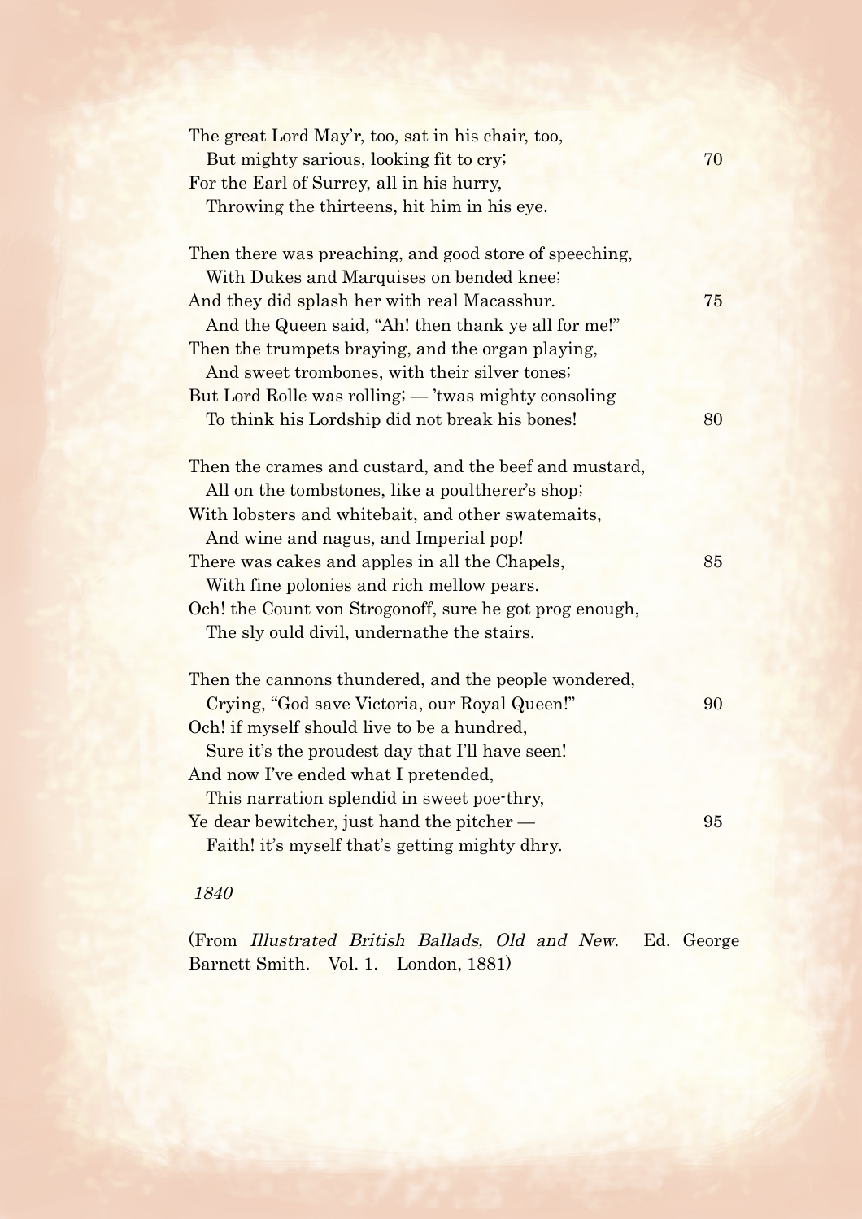The great Lord May'r, too, sat in his chair, too,
  But mighty sarious, looking fit to cry; 70
For the Earl of Surrey, all in his hurry,
  Throwing the thirteens, hit him in his eye.

Then there was preaching, and good store of speeching,
  With Dukes and Marquises on bended knee;
And they did splash her with real Macasshur. 75
  And the Queen said, "Ah! then thank ye all for me!"
Then the trumpets braying, and the organ playing,
  And sweet trombones, with their silver tones;
But Lord Rolle was rolling; — 'twas mighty consoling
  To think his Lordship did not break his bones! 80

Then the crames and custard, and the beef and mustard,
  All on the tombstones, like a poultherer's shop;
With lobsters and whitebait, and other swatemaits,
  And wine and nagus, and Imperial pop!
There was cakes and apples in all the Chapels, 85
  With fine polonies and rich mellow pears.
Och! the Count von Strogonoff, sure he got prog enough,
  The sly ould divil, undernathe the stairs.

Then the cannons thundered, and the people wondered,
  Crying, "God save Victoria, our Royal Queen!" 90
Och! if myself should live to be a hundred,
  Sure it's the proudest day that I'll have seen!
And now I've ended what I pretended,
  This narration splendid in sweet poe-thry,
Ye dear bewitcher, just hand the pitcher — 95
  Faith! it's myself that's getting mighty dhry.

*1840*

(From *Illustrated British Ballads, Old and New*. Ed. George Barnett Smith. Vol. 1. London, 1881)